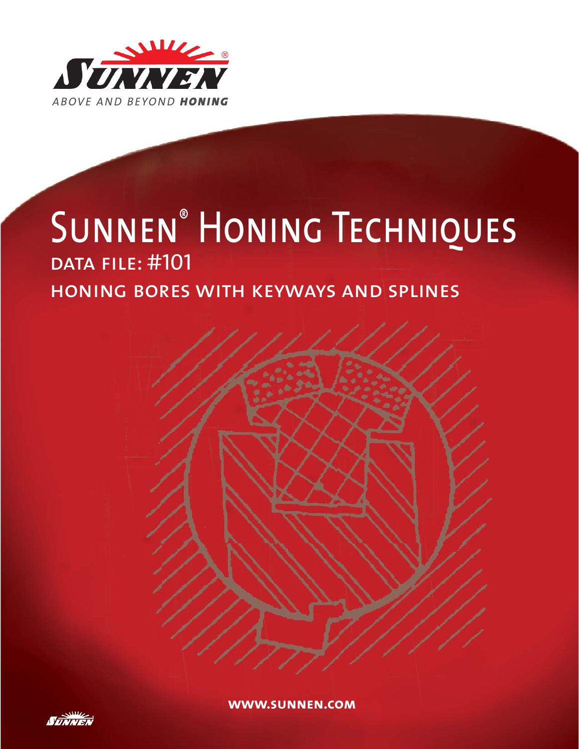SUNNEN®

ABOVE AND BEYOND **HONING**

# Sunnen® Honing Techniques

## DATA FILE: #101

## HONING BORES WITH KEYWAYS AND SPLINES

**WWW.SUNNEN.COM**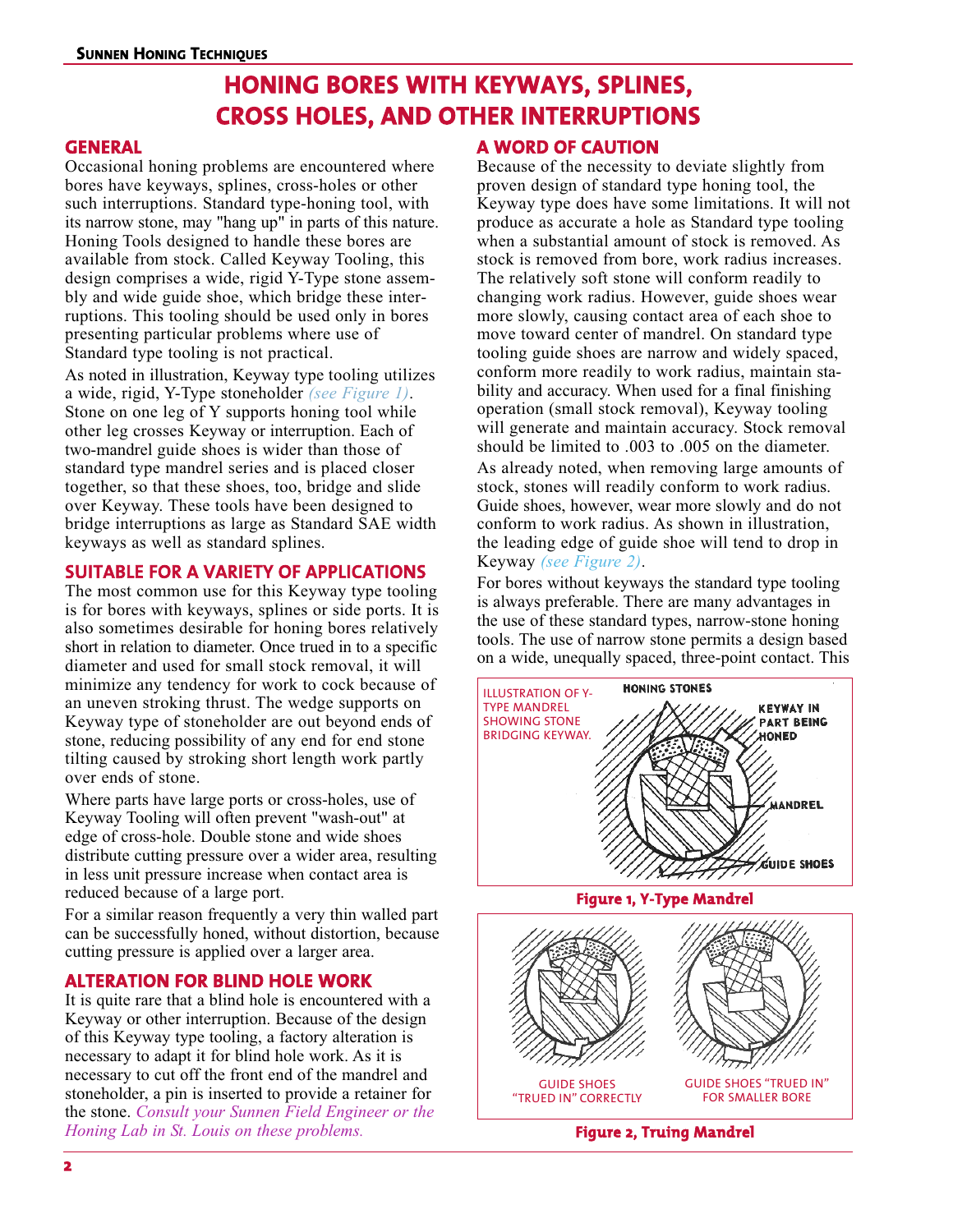# HONING BORES WITH KEYWAYS, SPLINES, CROSS HOLES, AND OTHER INTERRUPTIONS

## GENERAL

Occasional honing problems are encountered where bores have keyways, splines, cross-holes or other such interruptions. Standard type-honing tool, with its narrow stone, may "hang up" in parts of this nature. Honing Tools designed to handle these bores are available from stock. Called Keyway Tooling, this design comprises a wide, rigid Y-Type stone assembly and wide guide shoe, which bridge these interruptions. This tooling should be used only in bores presenting particular problems where use of Standard type tooling is not practical.

As noted in illustration, Keyway type tooling utilizes a wide, rigid, Y-Type stoneholder *(see Figure 1)*. Stone on one leg of Y supports honing tool while other leg crosses Keyway or interruption. Each of two-mandrel guide shoes is wider than those of standard type mandrel series and is placed closer together, so that these shoes, too, bridge and slide over Keyway. These tools have been designed to bridge interruptions as large as Standard SAE width keyways as well as standard splines.

## SUITABLE FOR A VARIETY OF APPLICATIONS

The most common use for this Keyway type tooling is for bores with keyways, splines or side ports. It is also sometimes desirable for honing bores relatively short in relation to diameter. Once trued in to a specific diameter and used for small stock removal, it will minimize any tendency for work to cock because of an uneven stroking thrust. The wedge supports on Keyway type of stoneholder are out beyond ends of stone, reducing possibility of any end for end stone tilting caused by stroking short length work partly over ends of stone.

Where parts have large ports or cross-holes, use of Keyway Tooling will often prevent "wash-out" at edge of cross-hole. Double stone and wide shoes distribute cutting pressure over a wider area, resulting in less unit pressure increase when contact area is reduced because of a large port.

For a similar reason frequently a very thin walled part can be successfully honed, without distortion, because cutting pressure is applied over a larger area.

## ALTERATION FOR BLIND HOLE WORK

It is quite rare that a blind hole is encountered with a Keyway or other interruption. Because of the design of this Keyway type tooling, a factory alteration is necessary to adapt it for blind hole work. As it is necessary to cut off the front end of the mandrel and stoneholder, a pin is inserted to provide a retainer for the stone. *Consult your Sunnen Field Engineer or the Honing Lab in St. Louis on these problems.*

## A WORD OF CAUTION

Because of the necessity to deviate slightly from proven design of standard type honing tool, the Keyway type does have some limitations. It will not produce as accurate a hole as Standard type tooling when a substantial amount of stock is removed. As stock is removed from bore, work radius increases. The relatively soft stone will conform readily to changing work radius. However, guide shoes wear more slowly, causing contact area of each shoe to move toward center of mandrel. On standard type tooling guide shoes are narrow and widely spaced, conform more readily to work radius, maintain stability and accuracy. When used for a final finishing operation (small stock removal), Keyway tooling will generate and maintain accuracy. Stock removal should be limited to .003 to .005 on the diameter.

As already noted, when removing large amounts of stock, stones will readily conform to work radius. Guide shoes, however, wear more slowly and do not conform to work radius. As shown in illustration, the leading edge of guide shoe will tend to drop in Keyway *(see Figure 2)*.

For bores without keyways the standard type tooling is always preferable. There are many advantages in the use of these standard types, narrow-stone honing tools. The use of narrow stone permits a design based on a wide, unequally spaced, three-point contact. This

ILLUSTRATION OF Y-TYPE MANDREL SHOWING STONE BRIDGING KEYWAY.

HONING STONES — KEYWAY IN PART BEING HONED — MANDREL — GUIDE SHOES

**Figure 1, Y-Type Mandrel**

GUIDE SHOES "TRUED IN" CORRECTLY — GUIDE SHOES "TRUED IN" FOR SMALLER BORE

**Figure 2, Truing Mandrel**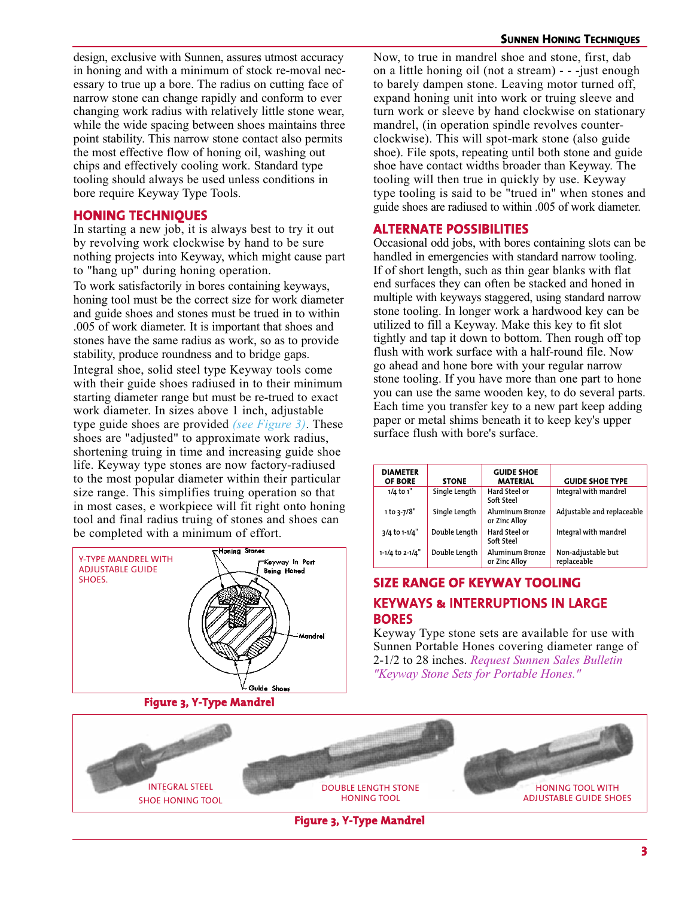design, exclusive with Sunnen, assures utmost accuracy in honing and with a minimum of stock re-moval necessary to true up a bore. The radius on cutting face of narrow stone can change rapidly and conform to ever changing work radius with relatively little stone wear, while the wide spacing between shoes maintains three point stability. This narrow stone contact also permits the most effective flow of honing oil, washing out chips and effectively cooling work. Standard type tooling should always be used unless conditions in bore require Keyway Type Tools.

## HONING TECHNIQUES

In starting a new job, it is always best to try it out by revolving work clockwise by hand to be sure nothing projects into Keyway, which might cause part to "hang up" during honing operation.

To work satisfactorily in bores containing keyways, honing tool must be the correct size for work diameter and guide shoes and stones must be trued in to within .005 of work diameter. It is important that shoes and stones have the same radius as work, so as to provide stability, produce roundness and to bridge gaps.

Integral shoe, solid steel type Keyway tools come with their guide shoes radiused in to their minimum starting diameter range but must be re-trued to exact work diameter. In sizes above 1 inch, adjustable type guide shoes are provided *(see Figure 3)*. These shoes are "adjusted" to approximate work radius, shortening truing in time and increasing guide shoe life. Keyway type stones are now factory-radiused to the most popular diameter within their particular size range. This simplifies truing operation so that in most cases, e workpiece will fit right onto honing tool and final radius truing of stones and shoes can be completed with a minimum of effort.

Y-TYPE MANDREL WITH ADJUSTABLE GUIDE SHOES.

Honing Stones — Keyway In Part Being Honed — Mandrel — Guide Shoes

**Figure 3, Y-Type Mandrel**

Now, to true in mandrel shoe and stone, first, dab on a little honing oil (not a stream) - - -just enough to barely dampen stone. Leaving motor turned off, expand honing unit into work or truing sleeve and turn work or sleeve by hand clockwise on stationary mandrel, (in operation spindle revolves counter-clockwise). This will spot-mark stone (also guide shoe). File spots, repeating until both stone and guide shoe have contact widths broader than Keyway. The tooling will then true in quickly by use. Keyway type tooling is said to be "trued in" when stones and guide shoes are radiused to within .005 of work diameter.

## ALTERNATE POSSIBILITIES

Occasional odd jobs, with bores containing slots can be handled in emergencies with standard narrow tooling. If of short length, such as thin gear blanks with flat end surfaces they can often be stacked and honed in multiple with keyways staggered, using standard narrow stone tooling. In longer work a hardwood key can be utilized to fill a Keyway. Make this key to fit slot tightly and tap it down to bottom. Then rough off top flush with work surface with a half-round file. Now go ahead and hone bore with your regular narrow stone tooling. If you have more than one part to hone you can use the same wooden key, to do several parts. Each time you transfer key to a new part keep adding paper or metal shims beneath it to keep key's upper surface flush with bore's surface.

| DIAMETER OF BORE | STONE | GUIDE SHOE MATERIAL | GUIDE SHOE TYPE |
|---|---|---|---|
| 1/4 to 1" | Single Length | Hard Steel or Soft Steel | Integral with mandrel |
| 1 to 3-7/8" | Single Length | Aluminum Bronze or Zinc Alloy | Adjustable and replaceable |
| 3/4 to 1-1/4" | Double Length | Hard Steel or Soft Steel | Integral with mandrel |
| 1-1/4 to 2-1/4" | Double Length | Aluminum Bronze or Zinc Alloy | Non-adjustable but replaceable |

## SIZE RANGE OF KEYWAY TOOLING

## KEYWAYS & INTERRUPTIONS IN LARGE BORES

Keyway Type stone sets are available for use with Sunnen Portable Hones covering diameter range of 2-1/2 to 28 inches. *Request Sunnen Sales Bulletin "Keyway Stone Sets for Portable Hones."*

INTEGRAL STEEL SHOE HONING TOOL

DOUBLE LENGTH STONE HONING TOOL

HONING TOOL WITH ADJUSTABLE GUIDE SHOES

**Figure 3, Y-Type Mandrel**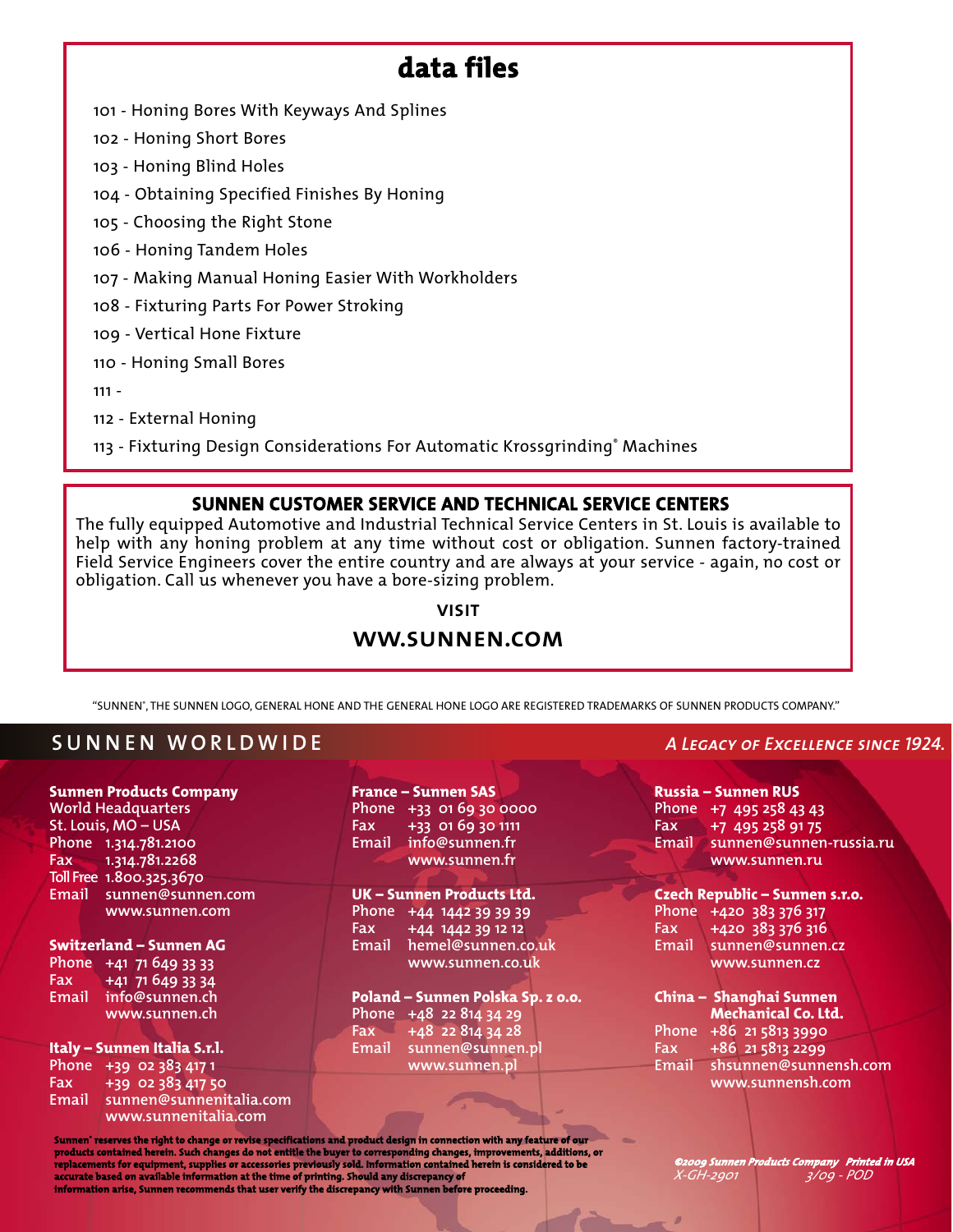# data files

101 - Honing Bores With Keyways And Splines

102 - Honing Short Bores

103 - Honing Blind Holes

104 - Obtaining Specified Finishes By Honing

105 - Choosing the Right Stone

106 - Honing Tandem Holes

107 - Making Manual Honing Easier With Workholders

108 - Fixturing Parts For Power Stroking

109 - Vertical Hone Fixture

110 - Honing Small Bores

111 -

112 - External Honing

113 - Fixturing Design Considerations For Automatic Krossgrinding® Machines

## SUNNEN CUSTOMER SERVICE AND TECHNICAL SERVICE CENTERS

The fully equipped Automotive and Industrial Technical Service Centers in St. Louis is available to help with any honing problem at any time without cost or obligation. Sunnen factory-trained Field Service Engineers cover the entire country and are always at your service - again, no cost or obligation. Call us whenever you have a bore-sizing problem.

**VISIT**

**WW.SUNNEN.COM**

"SUNNEN®, THE SUNNEN LOGO, GENERAL HONE AND THE GENERAL HONE LOGO ARE REGISTERED TRADEMARKS OF SUNNEN PRODUCTS COMPANY."

## SUNNEN WORLDWIDE

*A Legacy of Excellence since 1924.*

**Sunnen Products Company**
World Headquarters
St. Louis, MO – USA
Phone 1.314.781.2100
Fax 1.314.781.2268
Toll Free 1.800.325.3670
Email sunnen@sunnen.com
www.sunnen.com

**Switzerland – Sunnen AG**
Phone +41 71 649 33 33
Fax +41 71 649 33 34
Email info@sunnen.ch
www.sunnen.ch

**Italy – Sunnen Italia S.r.l.**
Phone +39 02 383 417 1
Fax +39 02 383 417 50
Email sunnen@sunnenitalia.com
www.sunnenitalia.com

**France – Sunnen SAS**
Phone +33 01 69 30 0000
Fax +33 01 69 30 1111
Email info@sunnen.fr
www.sunnen.fr

**UK – Sunnen Products Ltd.**
Phone +44 1442 39 39 39
Fax +44 1442 39 12 12
Email hemel@sunnen.co.uk
www.sunnen.co.uk

**Poland – Sunnen Polska Sp. z o.o.**
Phone +48 22 814 34 29
Fax +48 22 814 34 28
Email sunnen@sunnen.pl
www.sunnen.pl

**Russia – Sunnen RUS**
Phone +7 495 258 43 43
Fax +7 495 258 91 75
Email sunnen@sunnen-russia.ru
www.sunnen.ru

**Czech Republic – Sunnen s.r.o.**
Phone +420 383 376 317
Fax +420 383 376 316
Email sunnen@sunnen.cz
www.sunnen.cz

**China – Shanghai Sunnen Mechanical Co. Ltd.**
Phone +86 21 5813 3990
Fax +86 21 5813 2299
Email shsunnen@sunnensh.com
www.sunnensh.com

**Sunnen® reserves the right to change or revise specifications and product design in connection with any feature of our products contained herein. Such changes do not entitle the buyer to corresponding changes, improvements, additions, or replacements for equipment, supplies or accessories previously sold. Information contained herein is considered to be accurate based on available information at the time of printing. Should any discrepancy of information arise, Sunnen recommends that user verify the discrepancy with Sunnen before proceeding.**

*©2009 Sunnen Products Company Printed in USA*
*X-GH-2901 3/09 - POD*